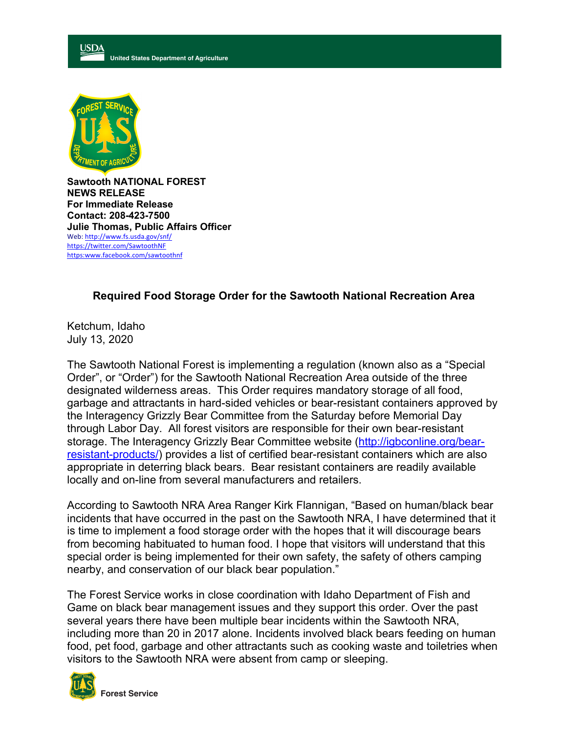United States Department of Agriculture

**Sawtooth NATIONAL FOREST**
**NEWS RELEASE**
**For Immediate Release**
**Contact: 208-423-7500**
**Julie Thomas, Public Affairs Officer**
Web: http://www.fs.usda.gov/snf/
https://twitter.com/SawtoothNF
https:www.facebook.com/sawtoothnf

## Required Food Storage Order for the Sawtooth National Recreation Area

Ketchum, Idaho
July 13, 2020

The Sawtooth National Forest is implementing a regulation (known also as a "Special Order", or "Order") for the Sawtooth National Recreation Area outside of the three designated wilderness areas. This Order requires mandatory storage of all food, garbage and attractants in hard-sided vehicles or bear-resistant containers approved by the Interagency Grizzly Bear Committee from the Saturday before Memorial Day through Labor Day. All forest visitors are responsible for their own bear-resistant storage. The Interagency Grizzly Bear Committee website (http://igbconline.org/bear-resistant-products/) provides a list of certified bear-resistant containers which are also appropriate in deterring black bears. Bear resistant containers are readily available locally and on-line from several manufacturers and retailers.

According to Sawtooth NRA Area Ranger Kirk Flannigan, "Based on human/black bear incidents that have occurred in the past on the Sawtooth NRA, I have determined that it is time to implement a food storage order with the hopes that it will discourage bears from becoming habituated to human food. I hope that visitors will understand that this special order is being implemented for their own safety, the safety of others camping nearby, and conservation of our black bear population."

The Forest Service works in close coordination with Idaho Department of Fish and Game on black bear management issues and they support this order. Over the past several years there have been multiple bear incidents within the Sawtooth NRA, including more than 20 in 2017 alone. Incidents involved black bears feeding on human food, pet food, garbage and other attractants such as cooking waste and toiletries when visitors to the Sawtooth NRA were absent from camp or sleeping.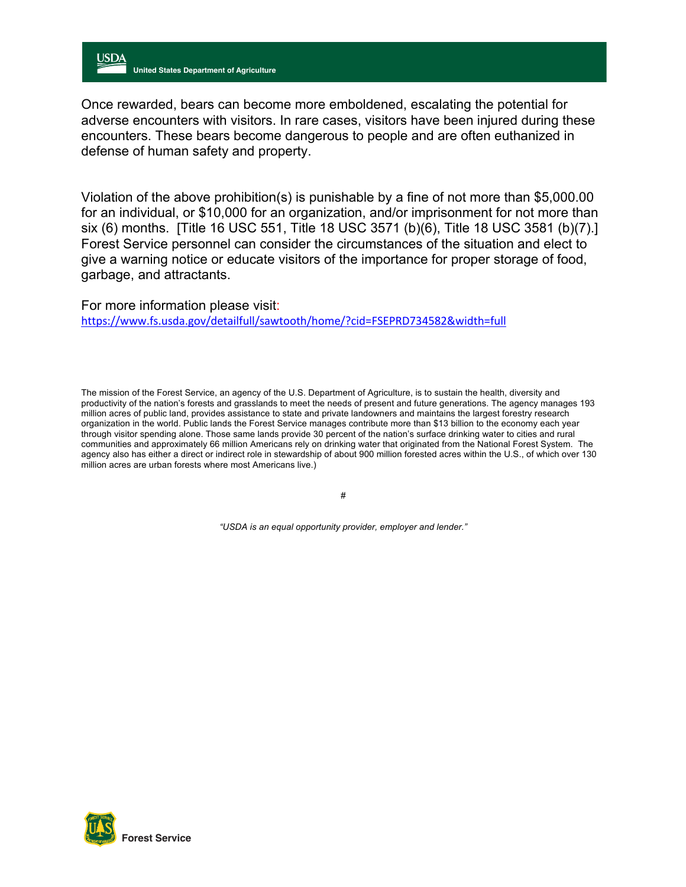Once rewarded, bears can become more emboldened, escalating the potential for adverse encounters with visitors. In rare cases, visitors have been injured during these encounters. These bears become dangerous to people and are often euthanized in defense of human safety and property.

Violation of the above prohibition(s) is punishable by a fine of not more than $5,000.00 for an individual, or $10,000 for an organization, and/or imprisonment for not more than six (6) months. [Title 16 USC 551, Title 18 USC 3571 (b)(6), Title 18 USC 3581 (b)(7).] Forest Service personnel can consider the circumstances of the situation and elect to give a warning notice or educate visitors of the importance for proper storage of food, garbage, and attractants.

For more information please visit:
https://www.fs.usda.gov/detailfull/sawtooth/home/?cid=FSEPRD734582&width=full

The mission of the Forest Service, an agency of the U.S. Department of Agriculture, is to sustain the health, diversity and productivity of the nation's forests and grasslands to meet the needs of present and future generations. The agency manages 193 million acres of public land, provides assistance to state and private landowners and maintains the largest forestry research organization in the world. Public lands the Forest Service manages contribute more than $13 billion to the economy each year through visitor spending alone. Those same lands provide 30 percent of the nation's surface drinking water to cities and rural communities and approximately 66 million Americans rely on drinking water that originated from the National Forest System. The agency also has either a direct or indirect role in stewardship of about 900 million forested acres within the U.S., of which over 130 million acres are urban forests where most Americans live.)

#

*"USDA is an equal opportunity provider, employer and lender."*